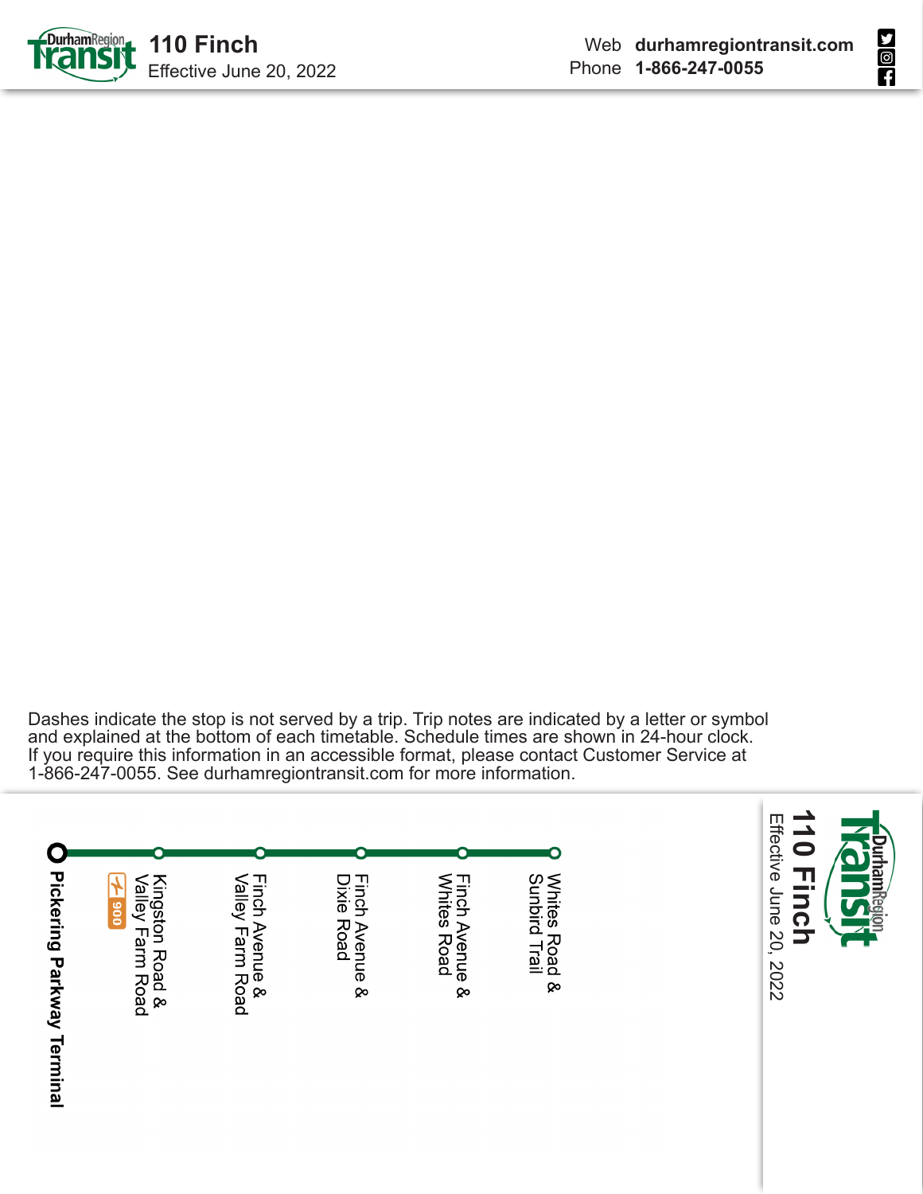# 110 Finch

Effective June 20, 2022

Web **durhamregiontransit.com**
Phone **1-866-247-0055**

Dashes indicate the stop is not served by a trip. Trip notes are indicated by a letter or symbol and explained at the bottom of each timetable. Schedule times are shown in 24-hour clock. If you require this information in an accessible format, please contact Customer Service at 1-866-247-0055. See durhamregiontransit.com for more information.

## 110 Finch

Effective June 20, 2022

- **Pickering Parkway Terminal**
- Kingston Road & Valley Farm Road (900)
- Finch Avenue & Valley Farm Road
- Finch Avenue & Dixie Road
- Finch Avenue & Whites Road
- Whites Road & Sunbird Trail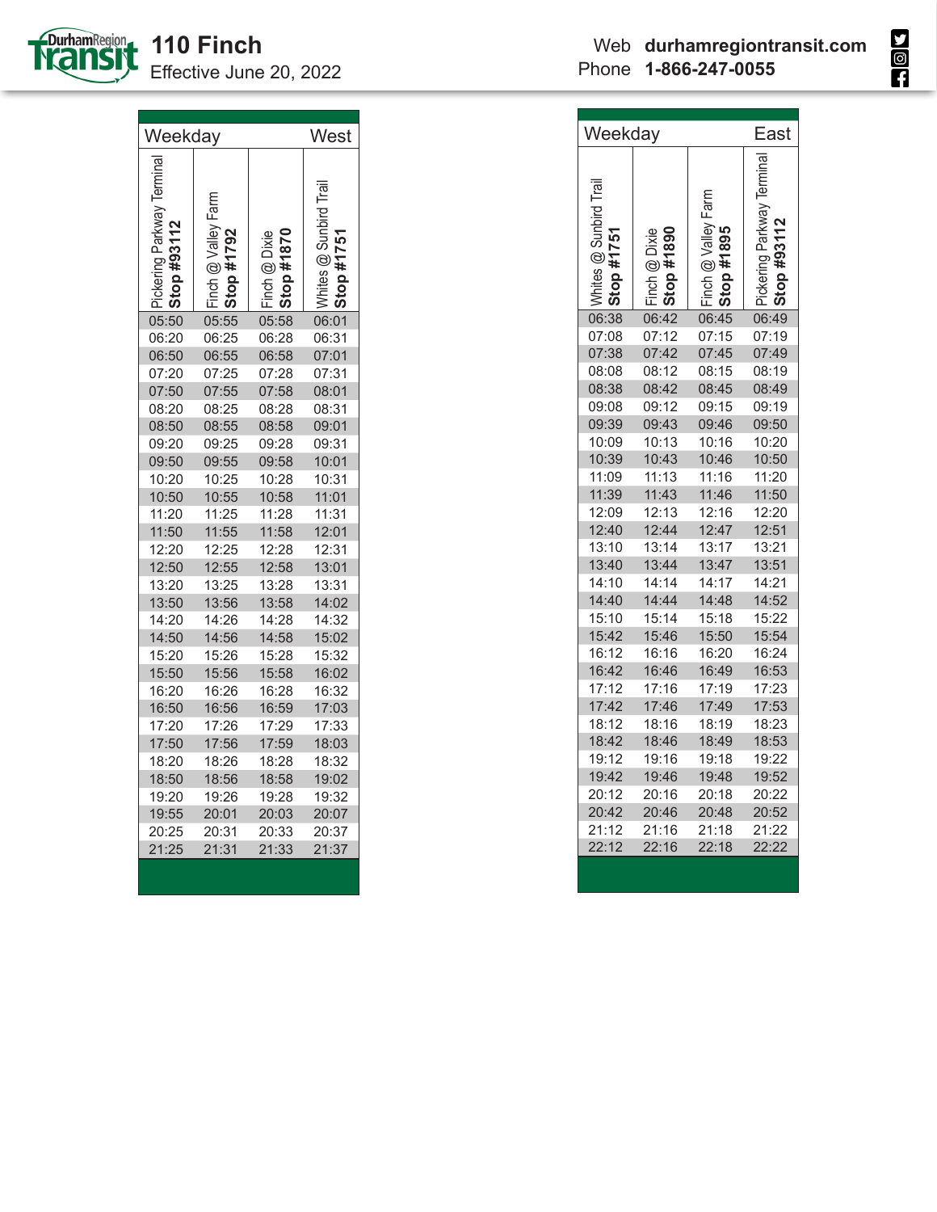# 110 Finch

Effective June 20, 2022

Web **durhamregiontransit.com**
Phone **1-866-247-0055**

## Weekday West

| Pickering Parkway Terminal **Stop #93112** | Finch @ Valley Farm **Stop #1792** | Finch @ Dixie **Stop #1870** | Whites @ Sunbird Trail **Stop #1751** |
|---|---|---|---|
| 05:50 | 05:55 | 05:58 | 06:01 |
| 06:20 | 06:25 | 06:28 | 06:31 |
| 06:50 | 06:55 | 06:58 | 07:01 |
| 07:20 | 07:25 | 07:28 | 07:31 |
| 07:50 | 07:55 | 07:58 | 08:01 |
| 08:20 | 08:25 | 08:28 | 08:31 |
| 08:50 | 08:55 | 08:58 | 09:01 |
| 09:20 | 09:25 | 09:28 | 09:31 |
| 09:50 | 09:55 | 09:58 | 10:01 |
| 10:20 | 10:25 | 10:28 | 10:31 |
| 10:50 | 10:55 | 10:58 | 11:01 |
| 11:20 | 11:25 | 11:28 | 11:31 |
| 11:50 | 11:55 | 11:58 | 12:01 |
| 12:20 | 12:25 | 12:28 | 12:31 |
| 12:50 | 12:55 | 12:58 | 13:01 |
| 13:20 | 13:25 | 13:28 | 13:31 |
| 13:50 | 13:56 | 13:58 | 14:02 |
| 14:20 | 14:26 | 14:28 | 14:32 |
| 14:50 | 14:56 | 14:58 | 15:02 |
| 15:20 | 15:26 | 15:28 | 15:32 |
| 15:50 | 15:56 | 15:58 | 16:02 |
| 16:20 | 16:26 | 16:28 | 16:32 |
| 16:50 | 16:56 | 16:59 | 17:03 |
| 17:20 | 17:26 | 17:29 | 17:33 |
| 17:50 | 17:56 | 17:59 | 18:03 |
| 18:20 | 18:26 | 18:28 | 18:32 |
| 18:50 | 18:56 | 18:58 | 19:02 |
| 19:20 | 19:26 | 19:28 | 19:32 |
| 19:55 | 20:01 | 20:03 | 20:07 |
| 20:25 | 20:31 | 20:33 | 20:37 |
| 21:25 | 21:31 | 21:33 | 21:37 |

## Weekday East

| Whites @ Sunbird Trail **Stop #1751** | Finch @ Dixie **Stop #1890** | Finch @ Valley Farm **Stop #1895** | Pickering Parkway Terminal **Stop #93112** |
|---|---|---|---|
| 06:38 | 06:42 | 06:45 | 06:49 |
| 07:08 | 07:12 | 07:15 | 07:19 |
| 07:38 | 07:42 | 07:45 | 07:49 |
| 08:08 | 08:12 | 08:15 | 08:19 |
| 08:38 | 08:42 | 08:45 | 08:49 |
| 09:08 | 09:12 | 09:15 | 09:19 |
| 09:39 | 09:43 | 09:46 | 09:50 |
| 10:09 | 10:13 | 10:16 | 10:20 |
| 10:39 | 10:43 | 10:46 | 10:50 |
| 11:09 | 11:13 | 11:16 | 11:20 |
| 11:39 | 11:43 | 11:46 | 11:50 |
| 12:09 | 12:13 | 12:16 | 12:20 |
| 12:40 | 12:44 | 12:47 | 12:51 |
| 13:10 | 13:14 | 13:17 | 13:21 |
| 13:40 | 13:44 | 13:47 | 13:51 |
| 14:10 | 14:14 | 14:17 | 14:21 |
| 14:40 | 14:44 | 14:48 | 14:52 |
| 15:10 | 15:14 | 15:18 | 15:22 |
| 15:42 | 15:46 | 15:50 | 15:54 |
| 16:12 | 16:16 | 16:20 | 16:24 |
| 16:42 | 16:46 | 16:49 | 16:53 |
| 17:12 | 17:16 | 17:19 | 17:23 |
| 17:42 | 17:46 | 17:49 | 17:53 |
| 18:12 | 18:16 | 18:19 | 18:23 |
| 18:42 | 18:46 | 18:49 | 18:53 |
| 19:12 | 19:16 | 19:18 | 19:22 |
| 19:42 | 19:46 | 19:48 | 19:52 |
| 20:12 | 20:16 | 20:18 | 20:22 |
| 20:42 | 20:46 | 20:48 | 20:52 |
| 21:12 | 21:16 | 21:18 | 21:22 |
| 22:12 | 22:16 | 22:18 | 22:22 |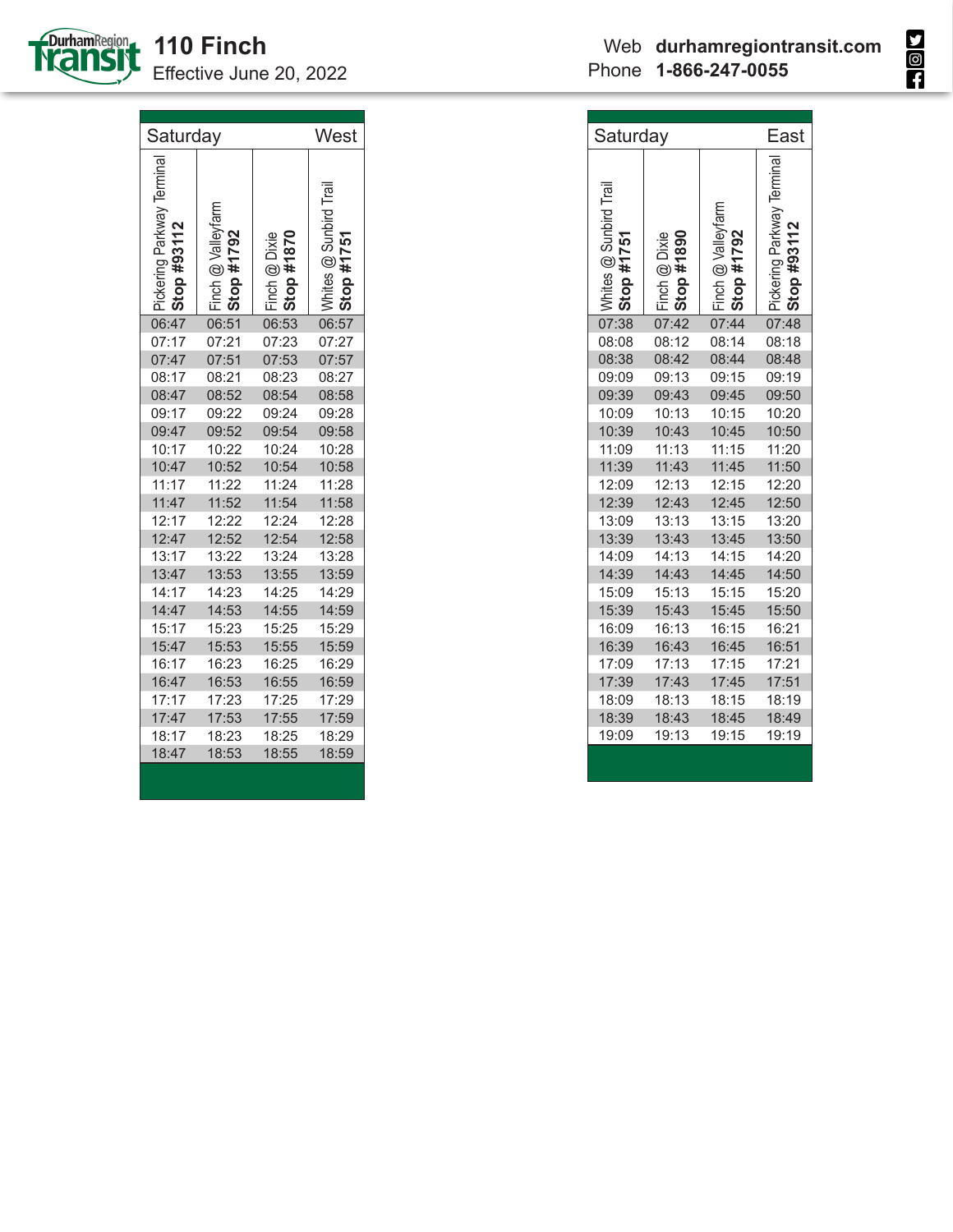# 110 Finch

Effective June 20, 2022

Web **durhamregiontransit.com**
Phone **1-866-247-0055**

## Saturday — West

| Pickering Parkway Terminal **Stop #93112** | Finch @ Valleyfarm **Stop #1792** | Finch @ Dixie **Stop #1870** | Whites @ Sunbird Trail **Stop #1751** |
|---|---|---|---|
| 06:47 | 06:51 | 06:53 | 06:57 |
| 07:17 | 07:21 | 07:23 | 07:27 |
| 07:47 | 07:51 | 07:53 | 07:57 |
| 08:17 | 08:21 | 08:23 | 08:27 |
| 08:47 | 08:52 | 08:54 | 08:58 |
| 09:17 | 09:22 | 09:24 | 09:28 |
| 09:47 | 09:52 | 09:54 | 09:58 |
| 10:17 | 10:22 | 10:24 | 10:28 |
| 10:47 | 10:52 | 10:54 | 10:58 |
| 11:17 | 11:22 | 11:24 | 11:28 |
| 11:47 | 11:52 | 11:54 | 11:58 |
| 12:17 | 12:22 | 12:24 | 12:28 |
| 12:47 | 12:52 | 12:54 | 12:58 |
| 13:17 | 13:22 | 13:24 | 13:28 |
| 13:47 | 13:53 | 13:55 | 13:59 |
| 14:17 | 14:23 | 14:25 | 14:29 |
| 14:47 | 14:53 | 14:55 | 14:59 |
| 15:17 | 15:23 | 15:25 | 15:29 |
| 15:47 | 15:53 | 15:55 | 15:59 |
| 16:17 | 16:23 | 16:25 | 16:29 |
| 16:47 | 16:53 | 16:55 | 16:59 |
| 17:17 | 17:23 | 17:25 | 17:29 |
| 17:47 | 17:53 | 17:55 | 17:59 |
| 18:17 | 18:23 | 18:25 | 18:29 |
| 18:47 | 18:53 | 18:55 | 18:59 |

## Saturday — East

| Whites @ Sunbird Trail **Stop #1751** | Finch @ Dixie **Stop #1890** | Finch @ Valleyfarm **Stop #1792** | Pickering Parkway Terminal **Stop #93112** |
|---|---|---|---|
| 07:38 | 07:42 | 07:44 | 07:48 |
| 08:08 | 08:12 | 08:14 | 08:18 |
| 08:38 | 08:42 | 08:44 | 08:48 |
| 09:09 | 09:13 | 09:15 | 09:19 |
| 09:39 | 09:43 | 09:45 | 09:50 |
| 10:09 | 10:13 | 10:15 | 10:20 |
| 10:39 | 10:43 | 10:45 | 10:50 |
| 11:09 | 11:13 | 11:15 | 11:20 |
| 11:39 | 11:43 | 11:45 | 11:50 |
| 12:09 | 12:13 | 12:15 | 12:20 |
| 12:39 | 12:43 | 12:45 | 12:50 |
| 13:09 | 13:13 | 13:15 | 13:20 |
| 13:39 | 13:43 | 13:45 | 13:50 |
| 14:09 | 14:13 | 14:15 | 14:20 |
| 14:39 | 14:43 | 14:45 | 14:50 |
| 15:09 | 15:13 | 15:15 | 15:20 |
| 15:39 | 15:43 | 15:45 | 15:50 |
| 16:09 | 16:13 | 16:15 | 16:21 |
| 16:39 | 16:43 | 16:45 | 16:51 |
| 17:09 | 17:13 | 17:15 | 17:21 |
| 17:39 | 17:43 | 17:45 | 17:51 |
| 18:09 | 18:13 | 18:15 | 18:19 |
| 18:39 | 18:43 | 18:45 | 18:49 |
| 19:09 | 19:13 | 19:15 | 19:19 |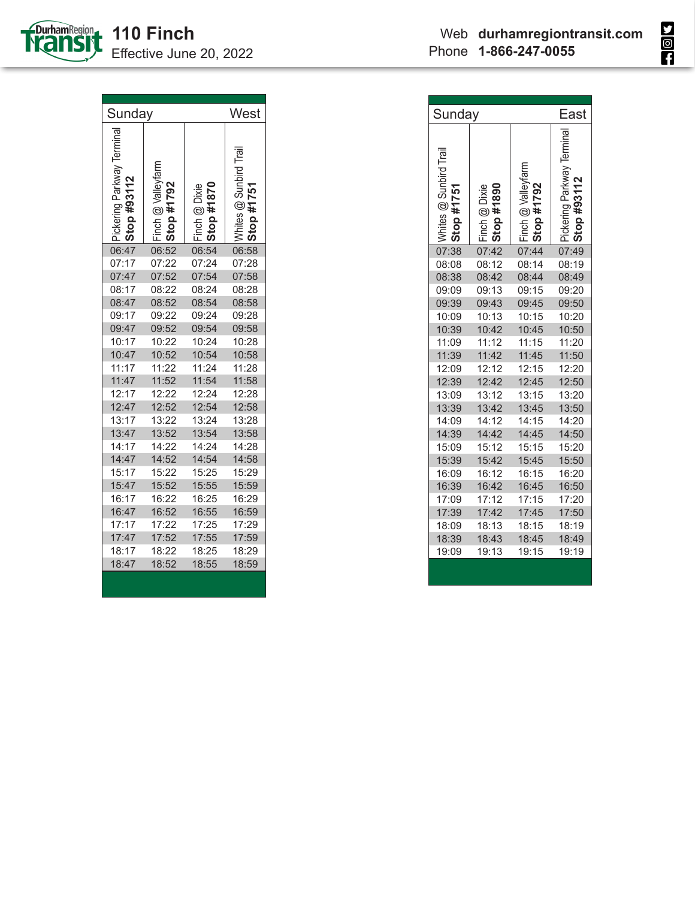# 110 Finch

Effective June 20, 2022

Web **durhamregiontransit.com**
Phone **1-866-247-0055**

## Sunday — West

| Pickering Parkway Terminal **Stop #93112** | Finch @ Valleyfarm **Stop #1792** | Finch @ Dixie **Stop #1870** | Whites @ Sunbird Trail **Stop #1751** |
|---|---|---|---|
| 06:47 | 06:52 | 06:54 | 06:58 |
| 07:17 | 07:22 | 07:24 | 07:28 |
| 07:47 | 07:52 | 07:54 | 07:58 |
| 08:17 | 08:22 | 08:24 | 08:28 |
| 08:47 | 08:52 | 08:54 | 08:58 |
| 09:17 | 09:22 | 09:24 | 09:28 |
| 09:47 | 09:52 | 09:54 | 09:58 |
| 10:17 | 10:22 | 10:24 | 10:28 |
| 10:47 | 10:52 | 10:54 | 10:58 |
| 11:17 | 11:22 | 11:24 | 11:28 |
| 11:47 | 11:52 | 11:54 | 11:58 |
| 12:17 | 12:22 | 12:24 | 12:28 |
| 12:47 | 12:52 | 12:54 | 12:58 |
| 13:17 | 13:22 | 13:24 | 13:28 |
| 13:47 | 13:52 | 13:54 | 13:58 |
| 14:17 | 14:22 | 14:24 | 14:28 |
| 14:47 | 14:52 | 14:54 | 14:58 |
| 15:17 | 15:22 | 15:25 | 15:29 |
| 15:47 | 15:52 | 15:55 | 15:59 |
| 16:17 | 16:22 | 16:25 | 16:29 |
| 16:47 | 16:52 | 16:55 | 16:59 |
| 17:17 | 17:22 | 17:25 | 17:29 |
| 17:47 | 17:52 | 17:55 | 17:59 |
| 18:17 | 18:22 | 18:25 | 18:29 |
| 18:47 | 18:52 | 18:55 | 18:59 |

## Sunday — East

| Whites @ Sunbird Trail **Stop #1751** | Finch @ Dixie **Stop #1890** | Finch @ Valleyfarm **Stop #1792** | Pickering Parkway Terminal **Stop #93112** |
|---|---|---|---|
| 07:38 | 07:42 | 07:44 | 07:49 |
| 08:08 | 08:12 | 08:14 | 08:19 |
| 08:38 | 08:42 | 08:44 | 08:49 |
| 09:09 | 09:13 | 09:15 | 09:20 |
| 09:39 | 09:43 | 09:45 | 09:50 |
| 10:09 | 10:13 | 10:15 | 10:20 |
| 10:39 | 10:42 | 10:45 | 10:50 |
| 11:09 | 11:12 | 11:15 | 11:20 |
| 11:39 | 11:42 | 11:45 | 11:50 |
| 12:09 | 12:12 | 12:15 | 12:20 |
| 12:39 | 12:42 | 12:45 | 12:50 |
| 13:09 | 13:12 | 13:15 | 13:20 |
| 13:39 | 13:42 | 13:45 | 13:50 |
| 14:09 | 14:12 | 14:15 | 14:20 |
| 14:39 | 14:42 | 14:45 | 14:50 |
| 15:09 | 15:12 | 15:15 | 15:20 |
| 15:39 | 15:42 | 15:45 | 15:50 |
| 16:09 | 16:12 | 16:15 | 16:20 |
| 16:39 | 16:42 | 16:45 | 16:50 |
| 17:09 | 17:12 | 17:15 | 17:20 |
| 17:39 | 17:42 | 17:45 | 17:50 |
| 18:09 | 18:13 | 18:15 | 18:19 |
| 18:39 | 18:43 | 18:45 | 18:49 |
| 19:09 | 19:13 | 19:15 | 19:19 |